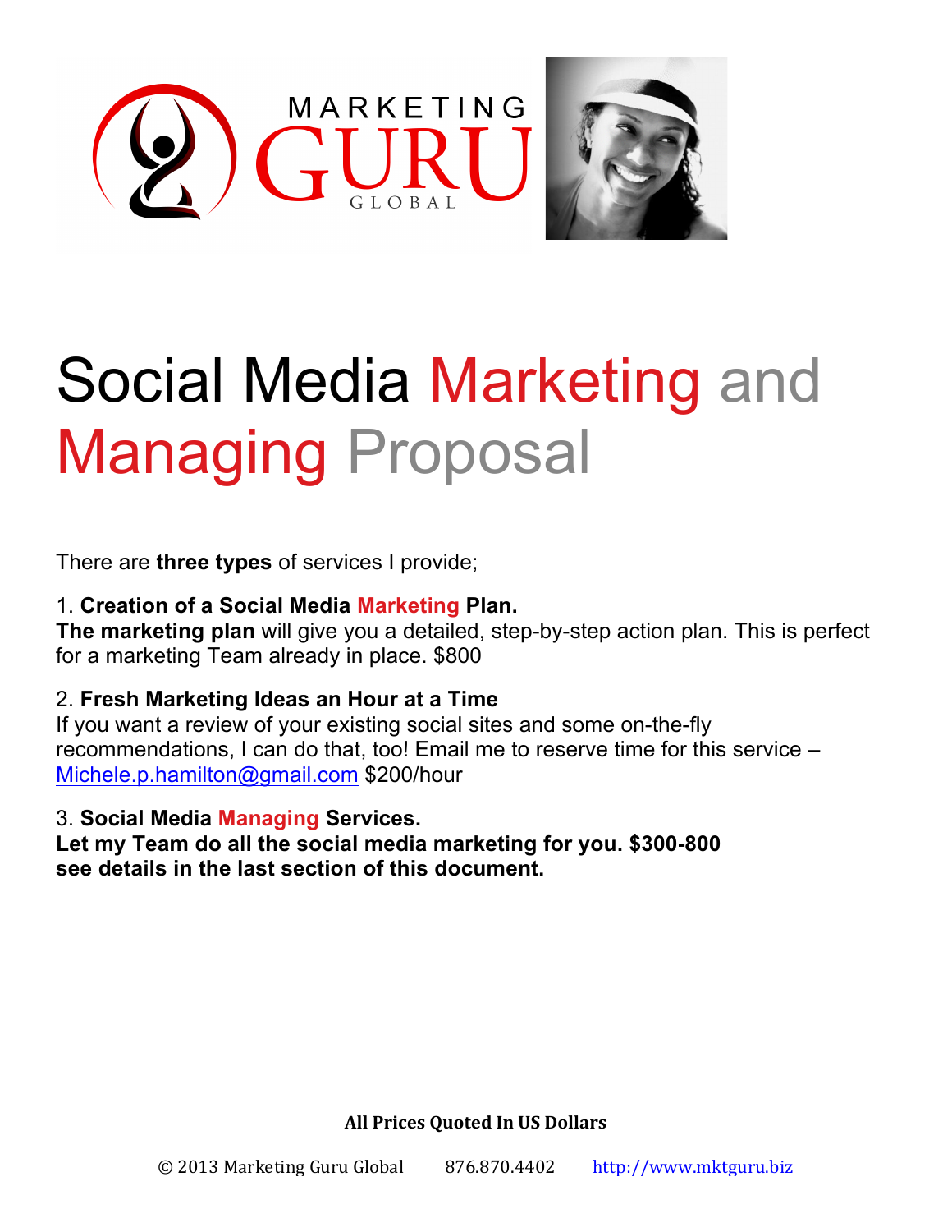# Social Media Marketing and Managing Proposal

There are **three types** of services I provide;

1. **Creation of a Social Media Marketing Plan.**
**The marketing plan** will give you a detailed, step-by-step action plan. This is perfect for a marketing Team already in place. $800

2. **Fresh Marketing Ideas an Hour at a Time**
If you want a review of your existing social sites and some on-the-fly recommendations, I can do that, too! Email me to reserve time for this service – Michele.p.hamilton@gmail.com $200/hour

3. **Social Media Managing Services.**
**Let my Team do all the social media marketing for you. $300-800 see details in the last section of this document.**

**All Prices Quoted In US Dollars**

© 2013 Marketing Guru Global 876.870.4402 http://www.mktguru.biz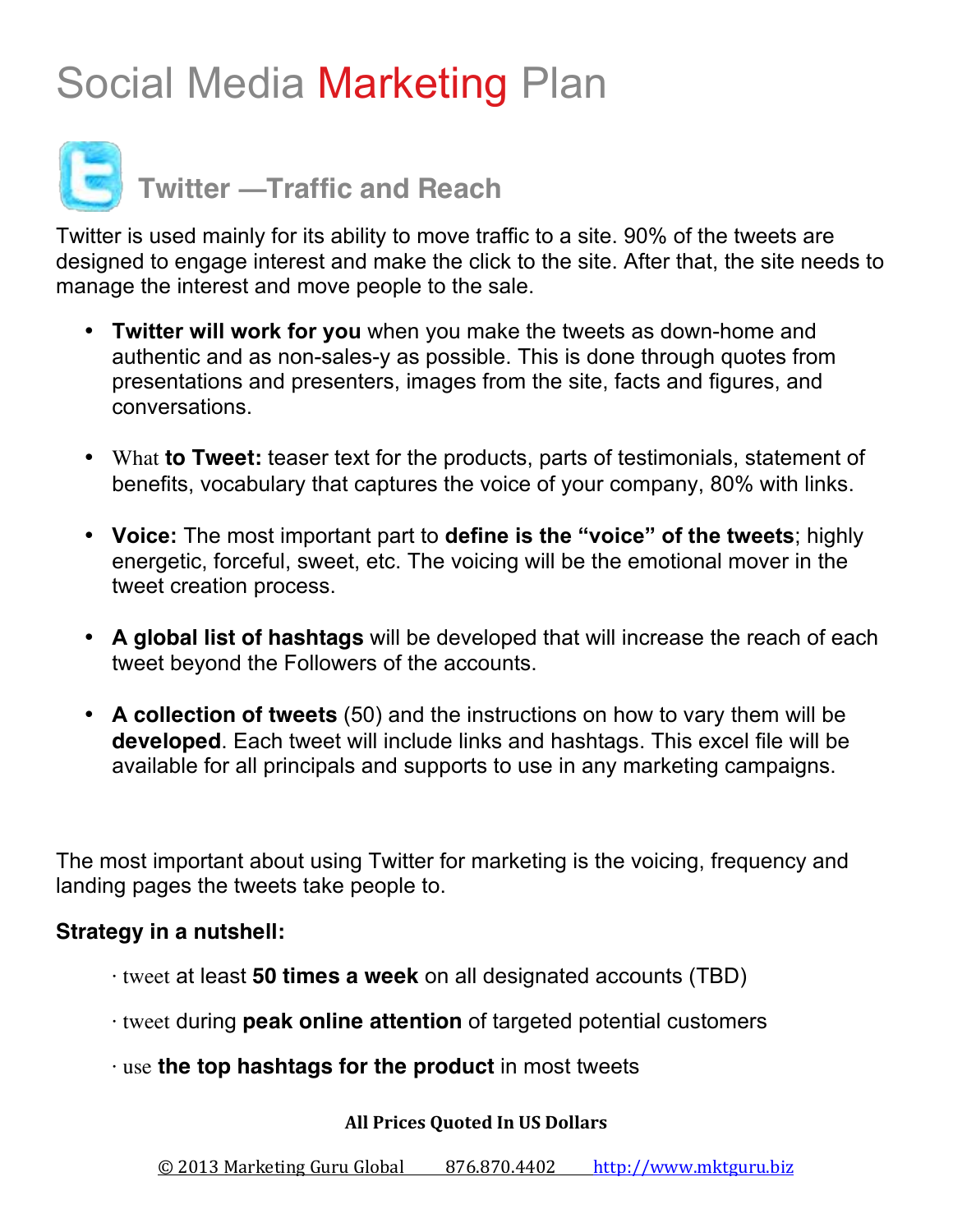# Social Media Marketing Plan

## Twitter —Traffic and Reach

Twitter is used mainly for its ability to move traffic to a site. 90% of the tweets are designed to engage interest and make the click to the site. After that, the site needs to manage the interest and move people to the sale.

- **Twitter will work for you** when you make the tweets as down-home and authentic and as non-sales-y as possible. This is done through quotes from presentations and presenters, images from the site, facts and figures, and conversations.
- What **to Tweet:** teaser text for the products, parts of testimonials, statement of benefits, vocabulary that captures the voice of your company, 80% with links.
- **Voice:** The most important part to **define is the "voice" of the tweets**; highly energetic, forceful, sweet, etc. The voicing will be the emotional mover in the tweet creation process.
- **A global list of hashtags** will be developed that will increase the reach of each tweet beyond the Followers of the accounts.
- **A collection of tweets** (50) and the instructions on how to vary them will be **developed**. Each tweet will include links and hashtags. This excel file will be available for all principals and supports to use in any marketing campaigns.

The most important about using Twitter for marketing is the voicing, frequency and landing pages the tweets take people to.

**Strategy in a nutshell:**

· tweet at least **50 times a week** on all designated accounts (TBD)

· tweet during **peak online attention** of targeted potential customers

· use **the top hashtags for the product** in most tweets

**All Prices Quoted In US Dollars**

© 2013 Marketing Guru Global 876.870.4402 http://www.mktguru.biz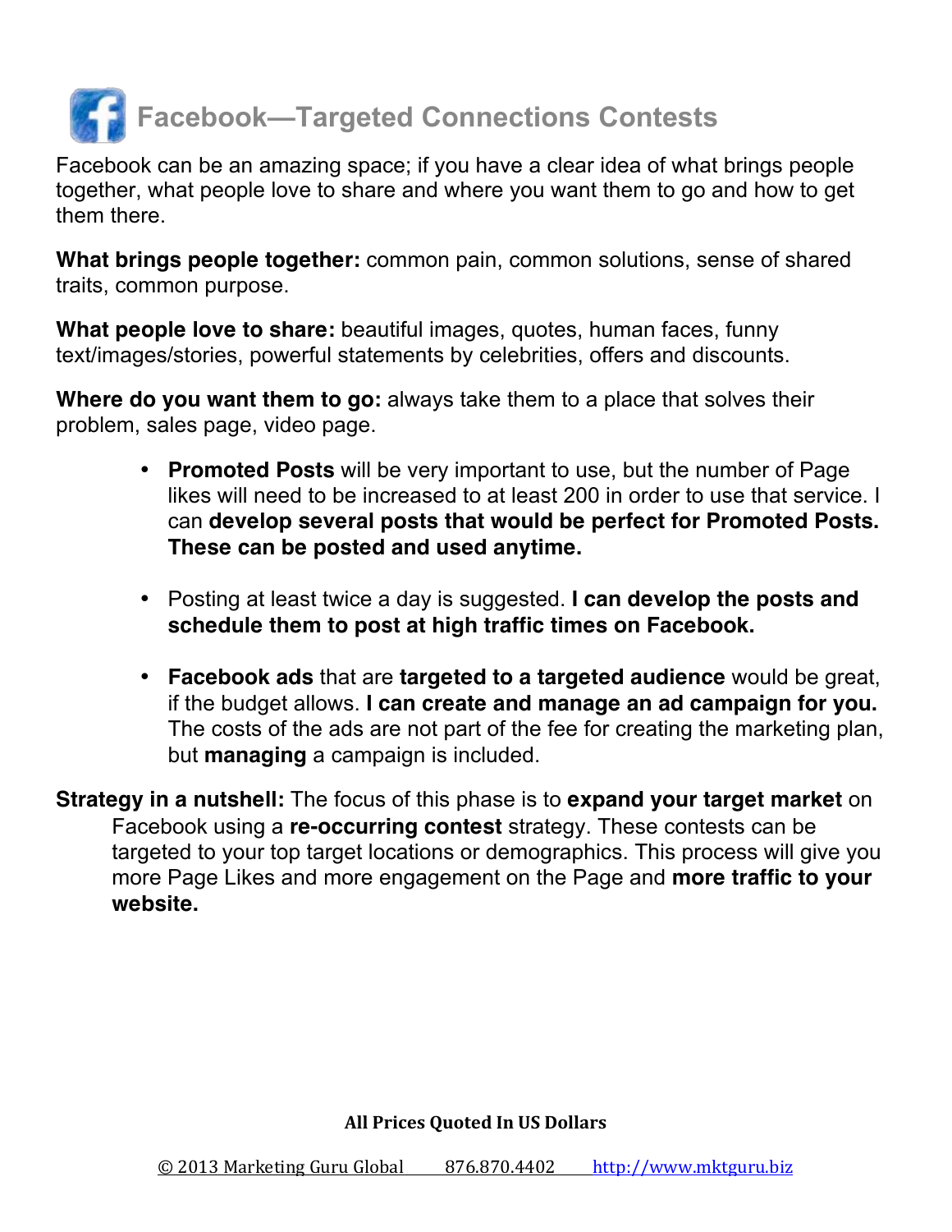## Facebook—Targeted Connections Contests

Facebook can be an amazing space; if you have a clear idea of what brings people together, what people love to share and where you want them to go and how to get them there.

**What brings people together:** common pain, common solutions, sense of shared traits, common purpose.

**What people love to share:** beautiful images, quotes, human faces, funny text/images/stories, powerful statements by celebrities, offers and discounts.

**Where do you want them to go:** always take them to a place that solves their problem, sales page, video page.

- **Promoted Posts** will be very important to use, but the number of Page likes will need to be increased to at least 200 in order to use that service. I can **develop several posts that would be perfect for Promoted Posts. These can be posted and used anytime.**

- Posting at least twice a day is suggested. **I can develop the posts and schedule them to post at high traffic times on Facebook.**

- **Facebook ads** that are **targeted to a targeted audience** would be great, if the budget allows. **I can create and manage an ad campaign for you.** The costs of the ads are not part of the fee for creating the marketing plan, but **managing** a campaign is included.

**Strategy in a nutshell:** The focus of this phase is to **expand your target market** on Facebook using a **re-occurring contest** strategy. These contests can be targeted to your top target locations or demographics. This process will give you more Page Likes and more engagement on the Page and **more traffic to your website.**

**All Prices Quoted In US Dollars**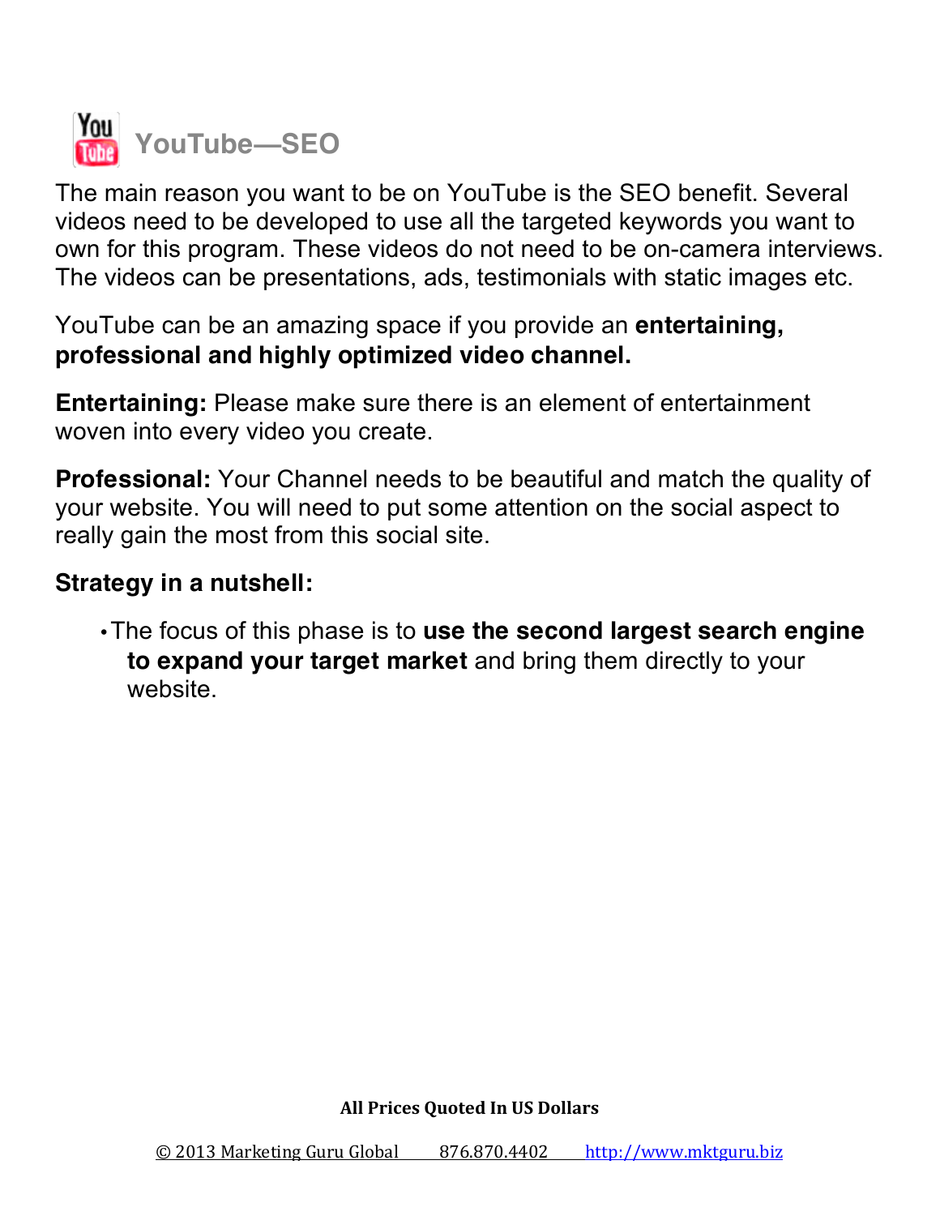## YouTube—SEO

The main reason you want to be on YouTube is the SEO benefit. Several videos need to be developed to use all the targeted keywords you want to own for this program. These videos do not need to be on-camera interviews. The videos can be presentations, ads, testimonials with static images etc.

YouTube can be an amazing space if you provide an **entertaining, professional and highly optimized video channel.**

**Entertaining:** Please make sure there is an element of entertainment woven into every video you create.

**Professional:** Your Channel needs to be beautiful and match the quality of your website. You will need to put some attention on the social aspect to really gain the most from this social site.

**Strategy in a nutshell:**

- The focus of this phase is to **use the second largest search engine to expand your target market** and bring them directly to your website.

**All Prices Quoted In US Dollars**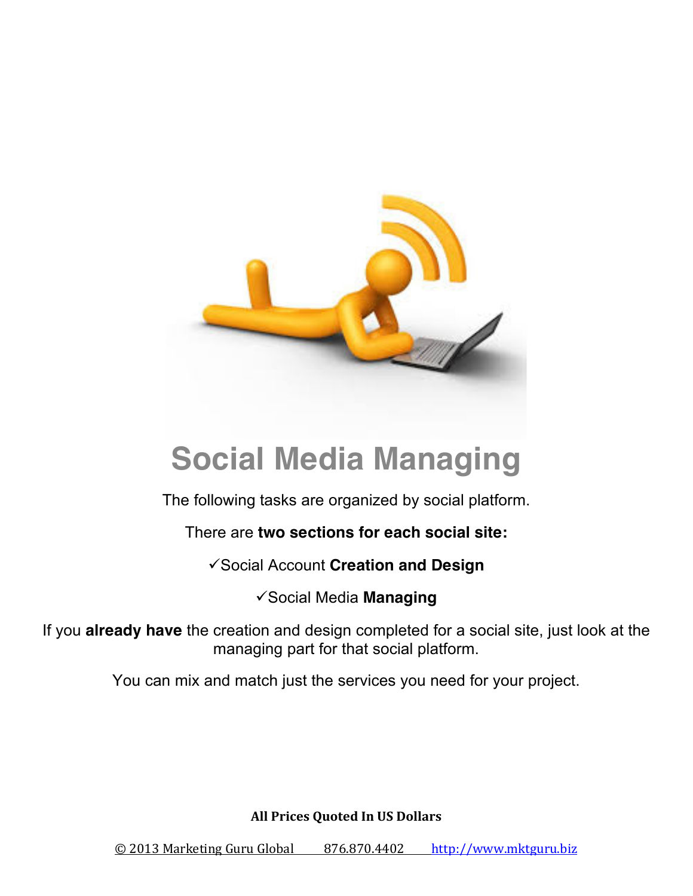# Social Media Managing

The following tasks are organized by social platform.

There are **two sections for each social site:**

✓Social Account **Creation and Design**

✓Social Media **Managing**

If you **already have** the creation and design completed for a social site, just look at the managing part for that social platform.

You can mix and match just the services you need for your project.

**All Prices Quoted In US Dollars**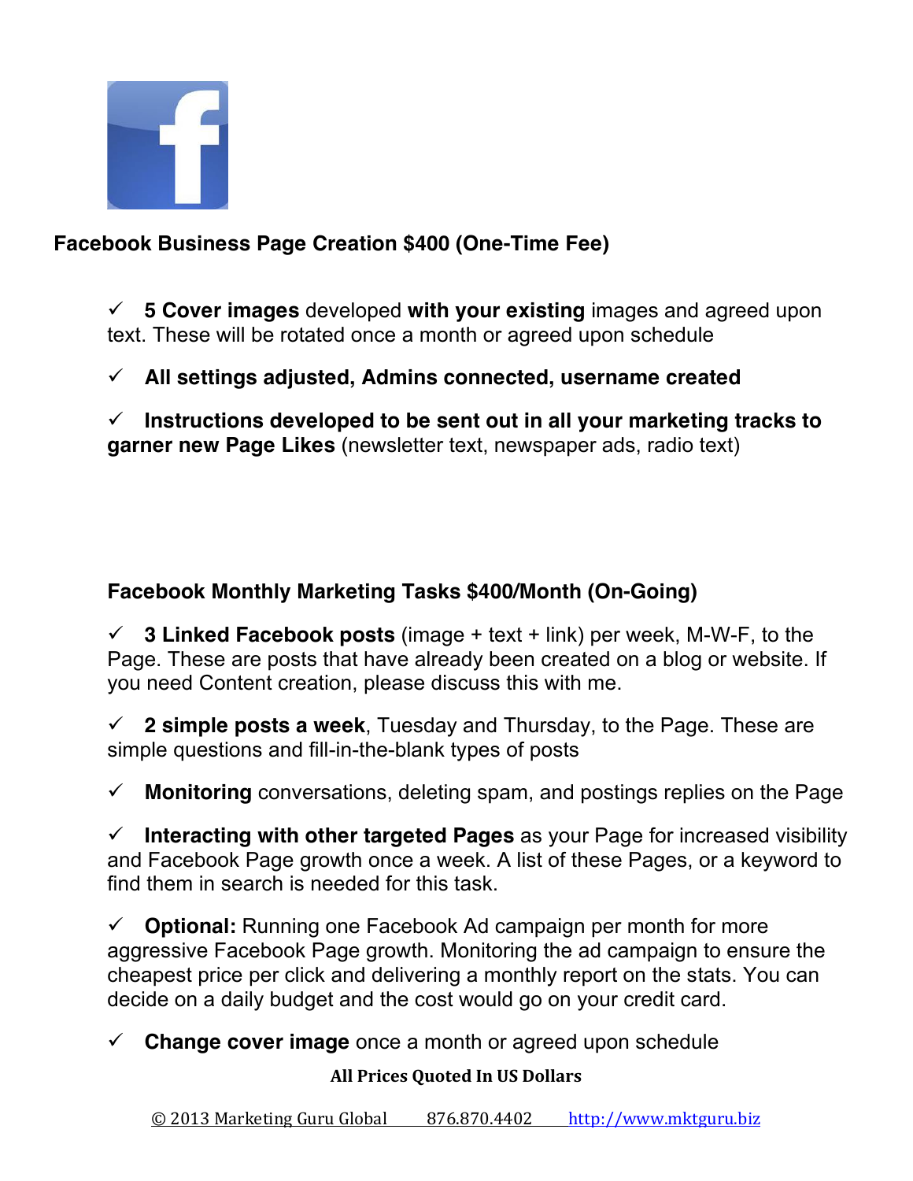### Facebook Business Page Creation $400 (One-Time Fee)

- ✓ **5 Cover images** developed **with your existing** images and agreed upon text. These will be rotated once a month or agreed upon schedule
- ✓ **All settings adjusted, Admins connected, username created**
- ✓ **Instructions developed to be sent out in all your marketing tracks to garner new Page Likes** (newsletter text, newspaper ads, radio text)

### Facebook Monthly Marketing Tasks $400/Month (On-Going)

- ✓ **3 Linked Facebook posts** (image + text + link) per week, M-W-F, to the Page. These are posts that have already been created on a blog or website. If you need Content creation, please discuss this with me.
- ✓ **2 simple posts a week**, Tuesday and Thursday, to the Page. These are simple questions and fill-in-the-blank types of posts
- ✓ **Monitoring** conversations, deleting spam, and postings replies on the Page
- ✓ **Interacting with other targeted Pages** as your Page for increased visibility and Facebook Page growth once a week. A list of these Pages, or a keyword to find them in search is needed for this task.
- ✓ **Optional:** Running one Facebook Ad campaign per month for more aggressive Facebook Page growth. Monitoring the ad campaign to ensure the cheapest price per click and delivering a monthly report on the stats. You can decide on a daily budget and the cost would go on your credit card.
- ✓ **Change cover image** once a month or agreed upon schedule

**All Prices Quoted In US Dollars**

© 2013 Marketing Guru Global 876.870.4402 http://www.mktguru.biz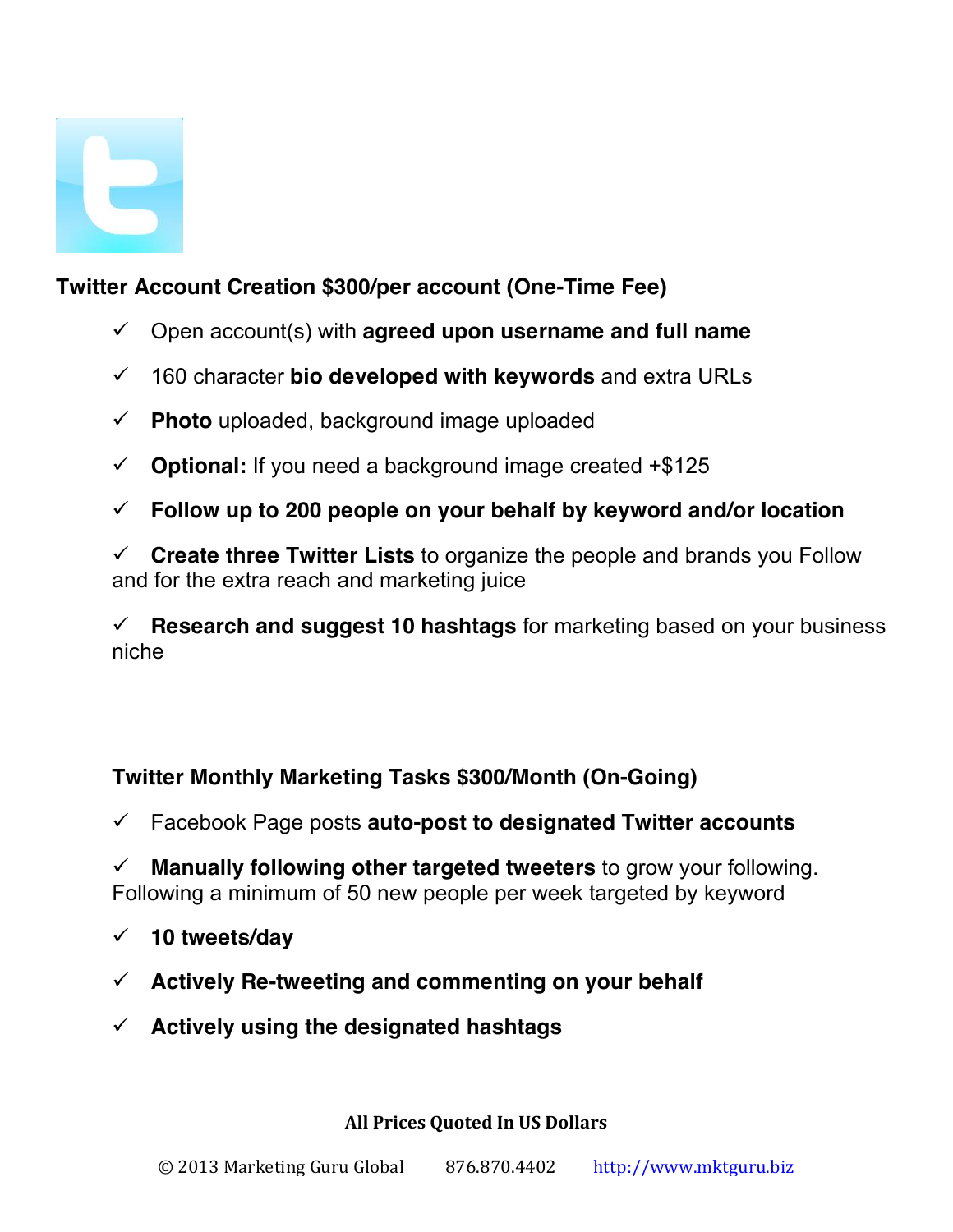**Twitter Account Creation $300/per account (One-Time Fee)**

- ✓ Open account(s) with **agreed upon username and full name**
- ✓ 160 character **bio developed with keywords** and extra URLs
- ✓ **Photo** uploaded, background image uploaded
- ✓ **Optional:** If you need a background image created +$125
- ✓ **Follow up to 200 people on your behalf by keyword and/or location**
- ✓ **Create three Twitter Lists** to organize the people and brands you Follow and for the extra reach and marketing juice
- ✓ **Research and suggest 10 hashtags** for marketing based on your business niche

**Twitter Monthly Marketing Tasks $300/Month (On-Going)**

- ✓ Facebook Page posts **auto-post to designated Twitter accounts**
- ✓ **Manually following other targeted tweeters** to grow your following. Following a minimum of 50 new people per week targeted by keyword
- ✓ **10 tweets/day**
- ✓ **Actively Re-tweeting and commenting on your behalf**
- ✓ **Actively using the designated hashtags**

**All Prices Quoted In US Dollars**

© 2013 Marketing Guru Global 876.870.4402 http://www.mktguru.biz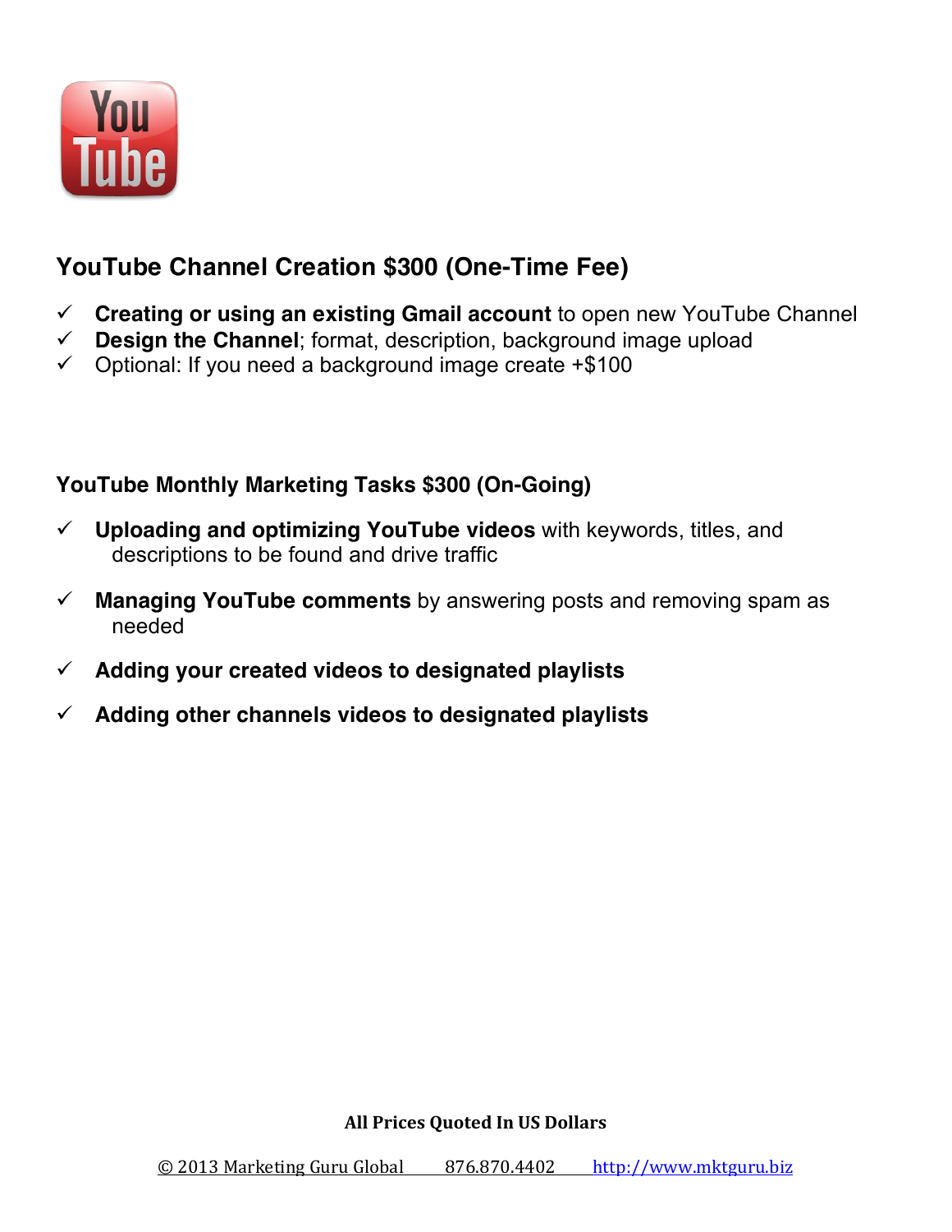## YouTube Channel Creation $300 (One-Time Fee)

- ✓ **Creating or using an existing Gmail account** to open new YouTube Channel
- ✓ **Design the Channel**; format, description, background image upload
- ✓ Optional: If you need a background image create +$100

### YouTube Monthly Marketing Tasks $300 (On-Going)

- ✓ **Uploading and optimizing YouTube videos** with keywords, titles, and descriptions to be found and drive traffic

- ✓ **Managing YouTube comments** by answering posts and removing spam as needed

- ✓ **Adding your created videos to designated playlists**

- ✓ **Adding other channels videos to designated playlists**

**All Prices Quoted In US Dollars**

© 2013 Marketing Guru Global 876.870.4402 http://www.mktguru.biz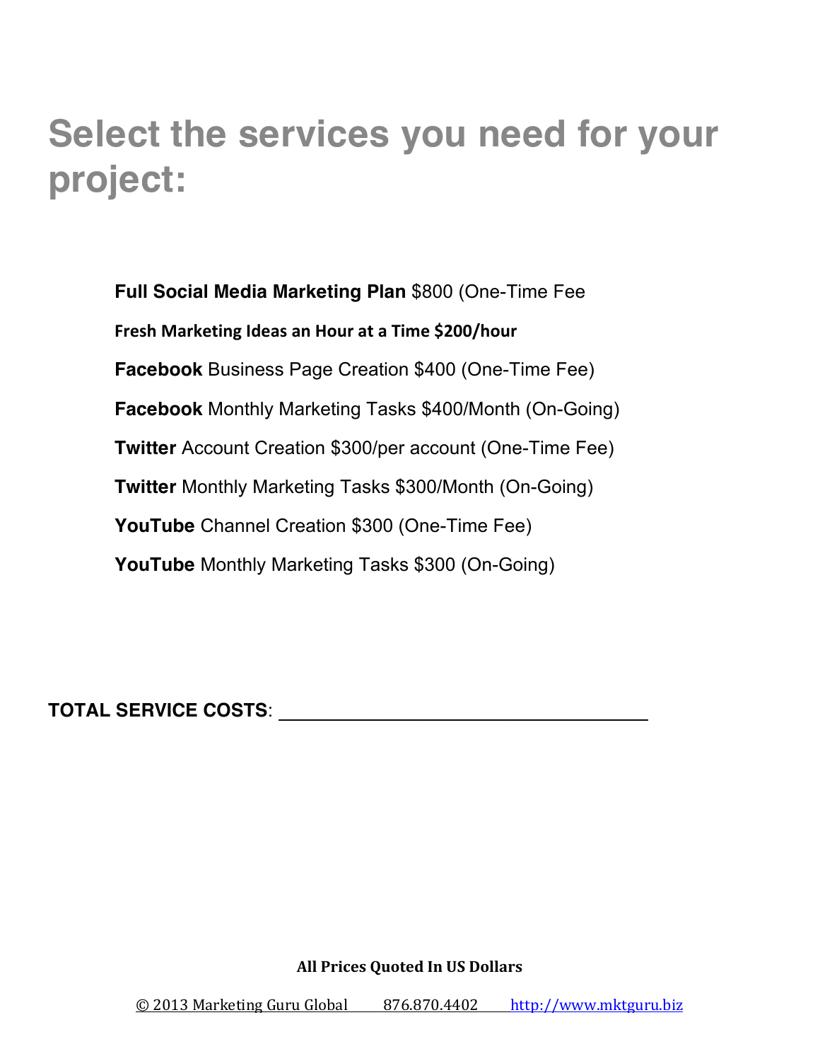# Select the services you need for your project:

**Full Social Media Marketing Plan** $800 (One-Time Fee

**Fresh Marketing Ideas an Hour at a Time $200/hour**

**Facebook** Business Page Creation $400 (One-Time Fee)

**Facebook** Monthly Marketing Tasks $400/Month (On-Going)

**Twitter** Account Creation $300/per account (One-Time Fee)

**Twitter** Monthly Marketing Tasks $300/Month (On-Going)

**YouTube** Channel Creation $300 (One-Time Fee)

**YouTube** Monthly Marketing Tasks $300 (On-Going)

**TOTAL SERVICE COSTS**: ____________________________________

**All Prices Quoted In US Dollars**

© 2013 Marketing Guru Global 876.870.4402 http://www.mktguru.biz